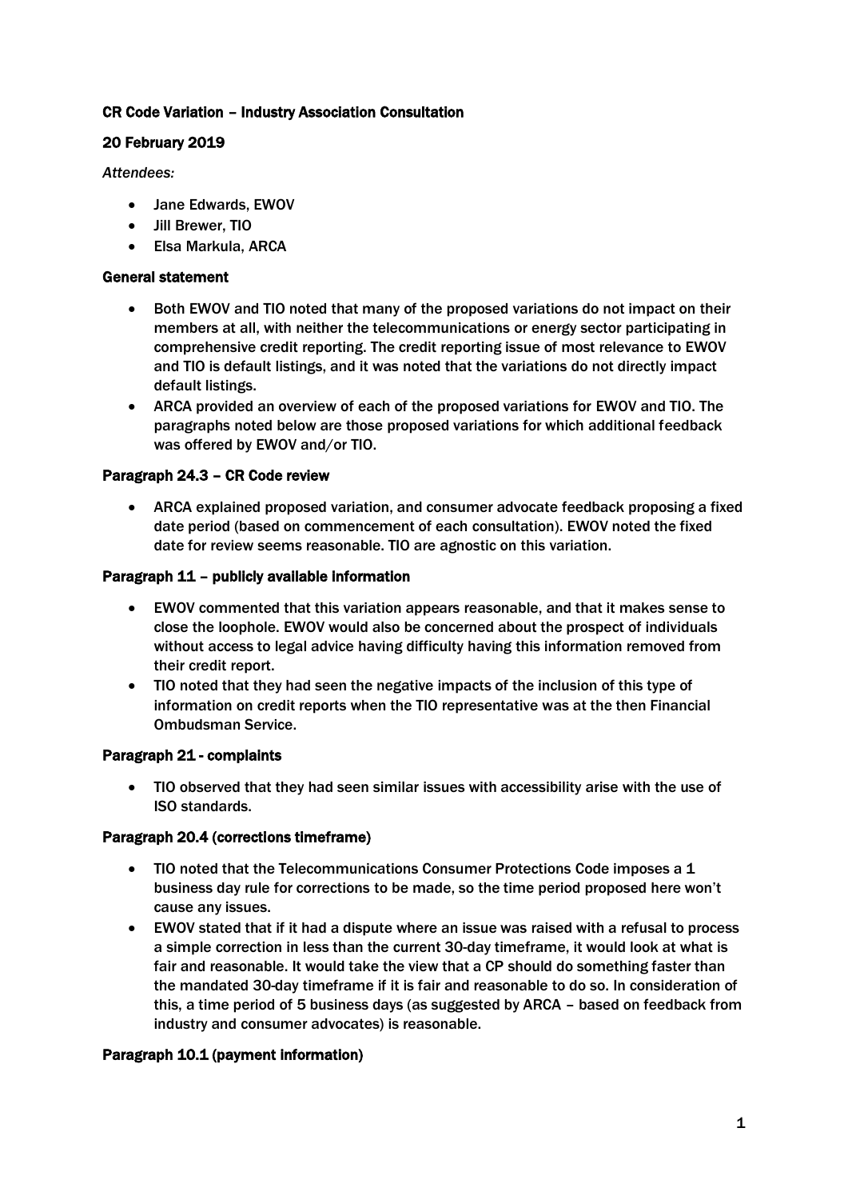**CR Code Variation – Industry Association Consultation**

**20 February 2019**

*Attendees:*

- Jane Edwards, EWOV
- Jill Brewer, TIO
- Elsa Markula, ARCA

**General statement**

- Both EWOV and TIO noted that many of the proposed variations do not impact on their members at all, with neither the telecommunications or energy sector participating in comprehensive credit reporting. The credit reporting issue of most relevance to EWOV and TIO is default listings, and it was noted that the variations do not directly impact default listings.
- ARCA provided an overview of each of the proposed variations for EWOV and TIO. The paragraphs noted below are those proposed variations for which additional feedback was offered by EWOV and/or TIO.

**Paragraph 24.3 – CR Code review**

- ARCA explained proposed variation, and consumer advocate feedback proposing a fixed date period (based on commencement of each consultation). EWOV noted the fixed date for review seems reasonable. TIO are agnostic on this variation.

**Paragraph 11 – publicly available information**

- EWOV commented that this variation appears reasonable, and that it makes sense to close the loophole. EWOV would also be concerned about the prospect of individuals without access to legal advice having difficulty having this information removed from their credit report.
- TIO noted that they had seen the negative impacts of the inclusion of this type of information on credit reports when the TIO representative was at the then Financial Ombudsman Service.

**Paragraph 21 - complaints**

- TIO observed that they had seen similar issues with accessibility arise with the use of ISO standards.

**Paragraph 20.4 (corrections timeframe)**

- TIO noted that the Telecommunications Consumer Protections Code imposes a 1 business day rule for corrections to be made, so the time period proposed here won't cause any issues.
- EWOV stated that if it had a dispute where an issue was raised with a refusal to process a simple correction in less than the current 30-day timeframe, it would look at what is fair and reasonable. It would take the view that a CP should do something faster than the mandated 30-day timeframe if it is fair and reasonable to do so. In consideration of this, a time period of 5 business days (as suggested by ARCA – based on feedback from industry and consumer advocates) is reasonable.

**Paragraph 10.1 (payment information)**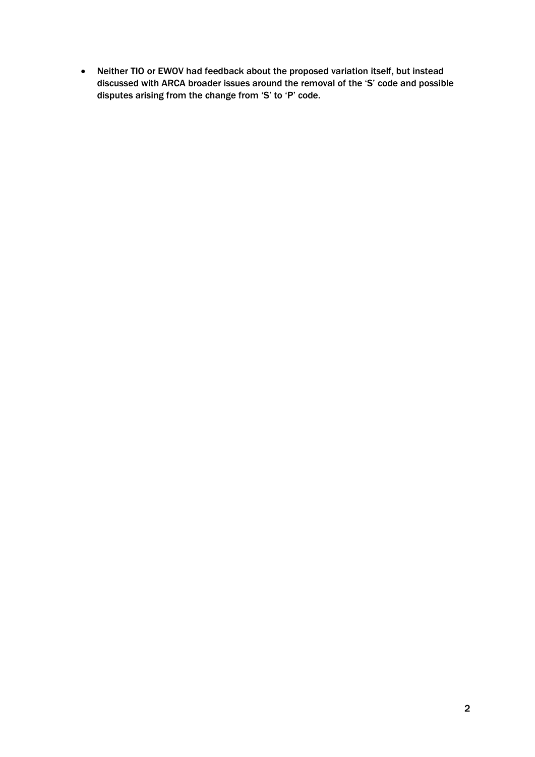- Neither TIO or EWOV had feedback about the proposed variation itself, but instead discussed with ARCA broader issues around the removal of the 'S' code and possible disputes arising from the change from 'S' to 'P' code.